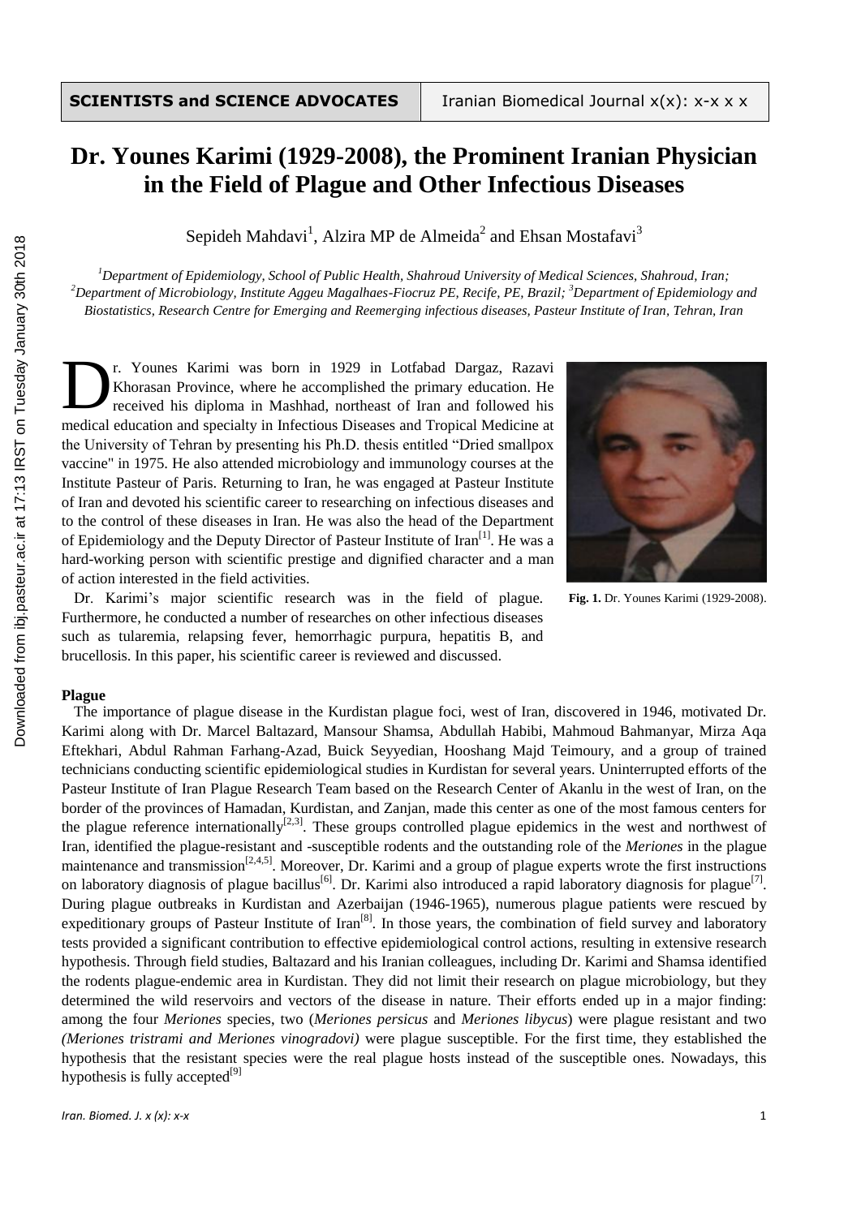**SCIENTISTS and SCIENCE ADVOCATES**

# Dr. Younes Karimi (1929-2008), the Prominent Iranian Physician in the Field of Plague and Other Infectious Diseases

Sepideh Mahdavi[1], Alzira MP de Almeida[2] and Ehsan Mostafavi[3]

*[1]Department of Epidemiology, School of Public Health, Shahroud University of Medical Sciences, Shahroud, Iran; [2]Department of Microbiology, Institute Aggeu Magalhaes-Fiocruz PE, Recife, PE, Brazil; [3]Department of Epidemiology and Biostatistics, Research Centre for Emerging and Reemerging infectious diseases, Pasteur Institute of Iran, Tehran, Iran*

Dr. Younes Karimi was born in 1929 in Lotfabad Dargaz, Razavi Khorasan Province, where he accomplished the primary education. He received his diploma in Mashhad, northeast of Iran and followed his medical education and specialty in Infectious Diseases and Tropical Medicine at the University of Tehran by presenting his Ph.D. thesis entitled "Dried smallpox vaccine" in 1975. He also attended microbiology and immunology courses at the Institute Pasteur of Paris. Returning to Iran, he was engaged at Pasteur Institute of Iran and devoted his scientific career to researching on infectious diseases and to the control of these diseases in Iran. He was also the head of the Department of Epidemiology and the Deputy Director of Pasteur Institute of Iran[1]. He was a hard-working person with scientific prestige and dignified character and a man of action interested in the field activities.

**Fig. 1.** Dr. Younes Karimi (1929-2008).

Dr. Karimi's major scientific research was in the field of plague. Furthermore, he conducted a number of researches on other infectious diseases such as tularemia, relapsing fever, hemorrhagic purpura, hepatitis B, and brucellosis. In this paper, his scientific career is reviewed and discussed.

## Plague

The importance of plague disease in the Kurdistan plague foci, west of Iran, discovered in 1946, motivated Dr. Karimi along with Dr. Marcel Baltazard, Mansour Shamsa, Abdullah Habibi, Mahmoud Bahmanyar, Mirza Aqa Eftekhari, Abdul Rahman Farhang-Azad, Buick Seyyedian, Hooshang Majd Teimoury, and a group of trained technicians conducting scientific epidemiological studies in Kurdistan for several years. Uninterrupted efforts of the Pasteur Institute of Iran Plague Research Team based on the Research Center of Akanlu in the west of Iran, on the border of the provinces of Hamadan, Kurdistan, and Zanjan, made this center as one of the most famous centers for the plague reference internationally[2,3]. These groups controlled plague epidemics in the west and northwest of Iran, identified the plague-resistant and -susceptible rodents and the outstanding role of the *Meriones* in the plague maintenance and transmission[2,4,5]. Moreover, Dr. Karimi and a group of plague experts wrote the first instructions on laboratory diagnosis of plague bacillus[6]. Dr. Karimi also introduced a rapid laboratory diagnosis for plague[7]. During plague outbreaks in Kurdistan and Azerbaijan (1946-1965), numerous plague patients were rescued by expeditionary groups of Pasteur Institute of Iran[8]. In those years, the combination of field survey and laboratory tests provided a significant contribution to effective epidemiological control actions, resulting in extensive research hypothesis. Through field studies, Baltazard and his Iranian colleagues, including Dr. Karimi and Shamsa identified the rodents plague-endemic area in Kurdistan. They did not limit their research on plague microbiology, but they determined the wild reservoirs and vectors of the disease in nature. Their efforts ended up in a major finding: among the four *Meriones* species, two (*Meriones persicus* and *Meriones libycus*) were plague resistant and two *(Meriones tristrami and Meriones vinogradovi)* were plague susceptible. For the first time, they established the hypothesis that the resistant species were the real plague hosts instead of the susceptible ones. Nowadays, this hypothesis is fully accepted[9]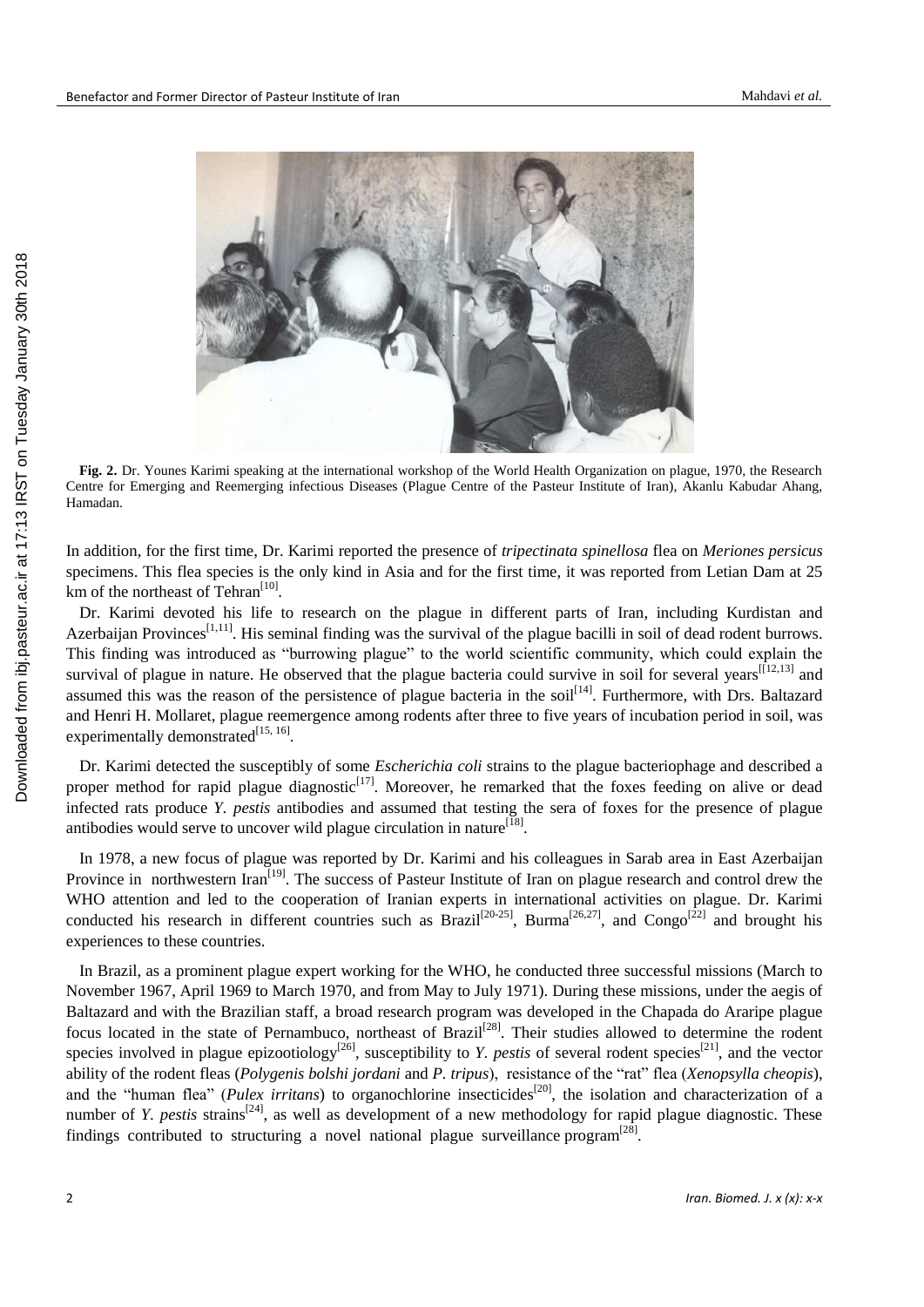**Fig. 2.** Dr. Younes Karimi speaking at the international workshop of the World Health Organization on plague, 1970, the Research Centre for Emerging and Reemerging infectious Diseases (Plague Centre of the Pasteur Institute of Iran), Akanlu Kabudar Ahang, Hamadan.

In addition, for the first time, Dr. Karimi reported the presence of *tripectinata spinellosa* flea on *Meriones persicus* specimens. This flea species is the only kind in Asia and for the first time, it was reported from Letian Dam at 25 km of the northeast of Tehran[10].

Dr. Karimi devoted his life to research on the plague in different parts of Iran, including Kurdistan and Azerbaijan Provinces[1,11]. His seminal finding was the survival of the plague bacilli in soil of dead rodent burrows. This finding was introduced as "burrowing plague" to the world scientific community, which could explain the survival of plague in nature. He observed that the plague bacteria could survive in soil for several years[[12,13] and assumed this was the reason of the persistence of plague bacteria in the soil[14]. Furthermore, with Drs. Baltazard and Henri H. Mollaret, plague reemergence among rodents after three to five years of incubation period in soil, was experimentally demonstrated[15, 16].

Dr. Karimi detected the susceptibly of some *Escherichia coli* strains to the plague bacteriophage and described a proper method for rapid plague diagnostic[17]. Moreover, he remarked that the foxes feeding on alive or dead infected rats produce *Y. pestis* antibodies and assumed that testing the sera of foxes for the presence of plague antibodies would serve to uncover wild plague circulation in nature[18].

In 1978, a new focus of plague was reported by Dr. Karimi and his colleagues in Sarab area in East Azerbaijan Province in northwestern Iran[19]. The success of Pasteur Institute of Iran on plague research and control drew the WHO attention and led to the cooperation of Iranian experts in international activities on plague. Dr. Karimi conducted his research in different countries such as Brazil[20-25], Burma[26,27], and Congo[22] and brought his experiences to these countries.

In Brazil, as a prominent plague expert working for the WHO, he conducted three successful missions (March to November 1967, April 1969 to March 1970, and from May to July 1971). During these missions, under the aegis of Baltazard and with the Brazilian staff, a broad research program was developed in the Chapada do Araripe plague focus located in the state of Pernambuco, northeast of Brazil[28]. Their studies allowed to determine the rodent species involved in plague epizootiology[26], susceptibility to *Y. pestis* of several rodent species[21], and the vector ability of the rodent fleas (*Polygenis bolshi jordani* and *P. tripus*), resistance of the "rat" flea (*Xenopsylla cheopis*), and the "human flea" (*Pulex irritans*) to organochlorine insecticides[20], the isolation and characterization of a number of *Y. pestis* strains[24], as well as development of a new methodology for rapid plague diagnostic. These findings contributed to structuring a novel national plague surveillance program[28].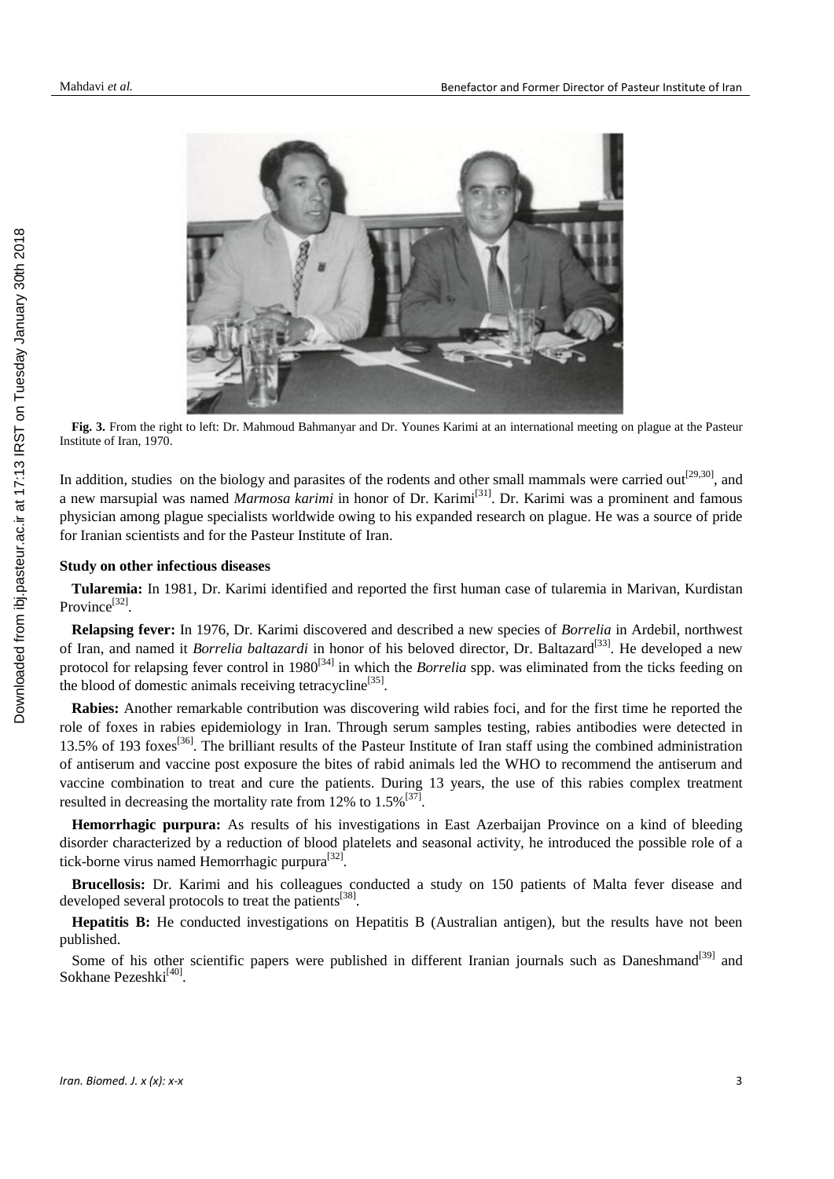**Fig. 3.** From the right to left: Dr. Mahmoud Bahmanyar and Dr. Younes Karimi at an international meeting on plague at the Pasteur Institute of Iran, 1970.

In addition, studies on the biology and parasites of the rodents and other small mammals were carried out[29,30], and a new marsupial was named *Marmosa karimi* in honor of Dr. Karimi[31]. Dr. Karimi was a prominent and famous physician among plague specialists worldwide owing to his expanded research on plague. He was a source of pride for Iranian scientists and for the Pasteur Institute of Iran.

**Study on other infectious diseases**

**Tularemia:** In 1981, Dr. Karimi identified and reported the first human case of tularemia in Marivan, Kurdistan Province[32].

**Relapsing fever:** In 1976, Dr. Karimi discovered and described a new species of *Borrelia* in Ardebil, northwest of Iran, and named it *Borrelia baltazardi* in honor of his beloved director, Dr. Baltazard[33]. He developed a new protocol for relapsing fever control in 1980[34] in which the *Borrelia* spp. was eliminated from the ticks feeding on the blood of domestic animals receiving tetracycline[35].

**Rabies:** Another remarkable contribution was discovering wild rabies foci, and for the first time he reported the role of foxes in rabies epidemiology in Iran. Through serum samples testing, rabies antibodies were detected in 13.5% of 193 foxes[36]. The brilliant results of the Pasteur Institute of Iran staff using the combined administration of antiserum and vaccine post exposure the bites of rabid animals led the WHO to recommend the antiserum and vaccine combination to treat and cure the patients. During 13 years, the use of this rabies complex treatment resulted in decreasing the mortality rate from 12% to 1.5%[37].

**Hemorrhagic purpura:** As results of his investigations in East Azerbaijan Province on a kind of bleeding disorder characterized by a reduction of blood platelets and seasonal activity, he introduced the possible role of a tick-borne virus named Hemorrhagic purpura[32].

**Brucellosis:** Dr. Karimi and his colleagues conducted a study on 150 patients of Malta fever disease and developed several protocols to treat the patients[38].

**Hepatitis B:** He conducted investigations on Hepatitis B (Australian antigen), but the results have not been published.

Some of his other scientific papers were published in different Iranian journals such as Daneshmand[39] and Sokhane Pezeshki[40].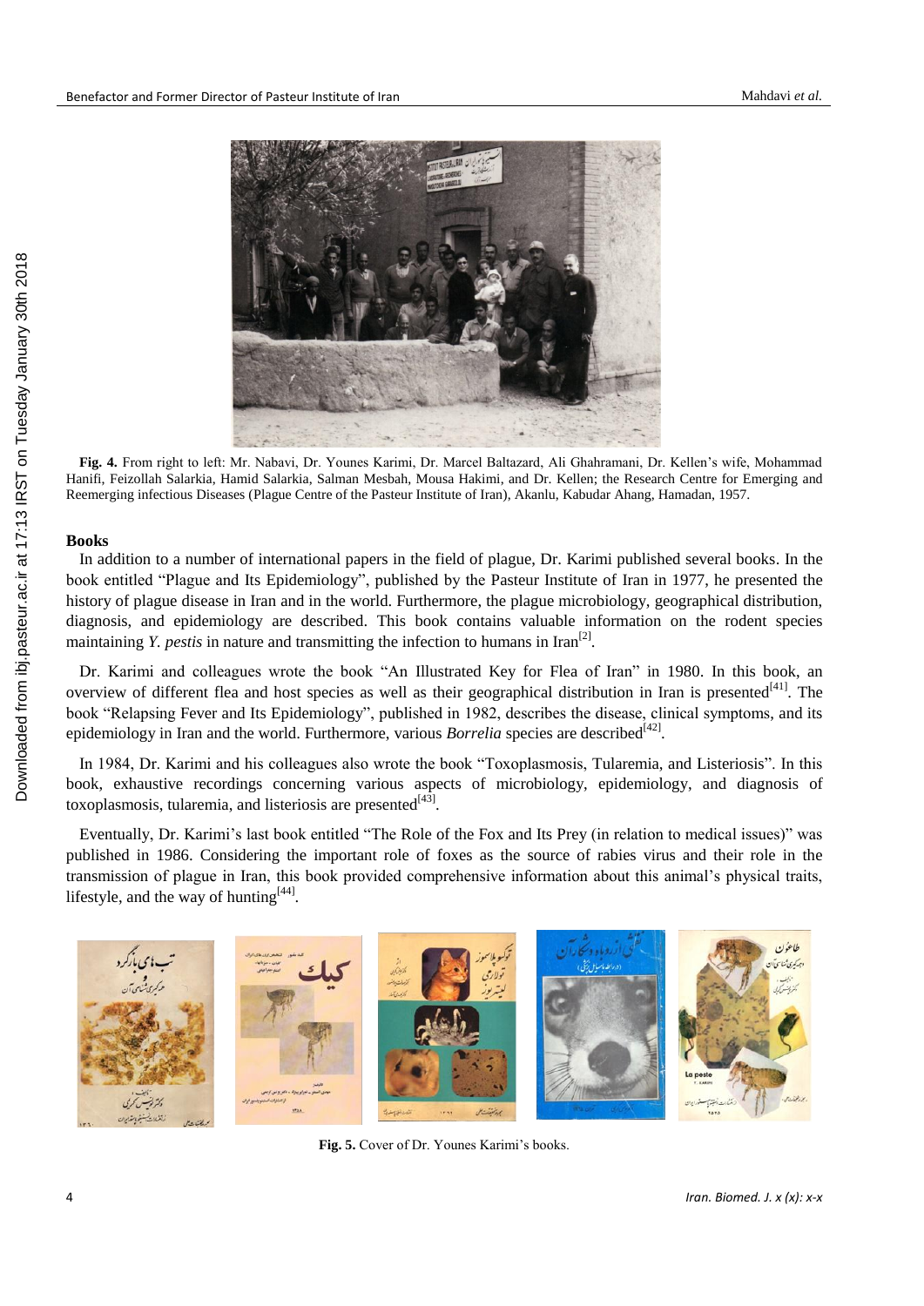**Fig. 4.** From right to left: Mr. Nabavi, Dr. Younes Karimi, Dr. Marcel Baltazard, Ali Ghahramani, Dr. Kellen's wife, Mohammad Hanifi, Feizollah Salarkia, Hamid Salarkia, Salman Mesbah, Mousa Hakimi, and Dr. Kellen; the Research Centre for Emerging and Reemerging infectious Diseases (Plague Centre of the Pasteur Institute of Iran), Akanlu, Kabudar Ahang, Hamadan, 1957.

## Books

In addition to a number of international papers in the field of plague, Dr. Karimi published several books. In the book entitled "Plague and Its Epidemiology", published by the Pasteur Institute of Iran in 1977, he presented the history of plague disease in Iran and in the world. Furthermore, the plague microbiology, geographical distribution, diagnosis, and epidemiology are described. This book contains valuable information on the rodent species maintaining *Y. pestis* in nature and transmitting the infection to humans in Iran[2].

Dr. Karimi and colleagues wrote the book "An Illustrated Key for Flea of Iran" in 1980. In this book, an overview of different flea and host species as well as their geographical distribution in Iran is presented[41]. The book "Relapsing Fever and Its Epidemiology", published in 1982, describes the disease, clinical symptoms, and its epidemiology in Iran and the world. Furthermore, various *Borrelia* species are described[42].

In 1984, Dr. Karimi and his colleagues also wrote the book "Toxoplasmosis, Tularemia, and Listeriosis". In this book, exhaustive recordings concerning various aspects of microbiology, epidemiology, and diagnosis of toxoplasmosis, tularemia, and listeriosis are presented[43].

Eventually, Dr. Karimi's last book entitled "The Role of the Fox and Its Prey (in relation to medical issues)" was published in 1986. Considering the important role of foxes as the source of rabies virus and their role in the transmission of plague in Iran, this book provided comprehensive information about this animal's physical traits, lifestyle, and the way of hunting[44].

**Fig. 5.** Cover of Dr. Younes Karimi's books.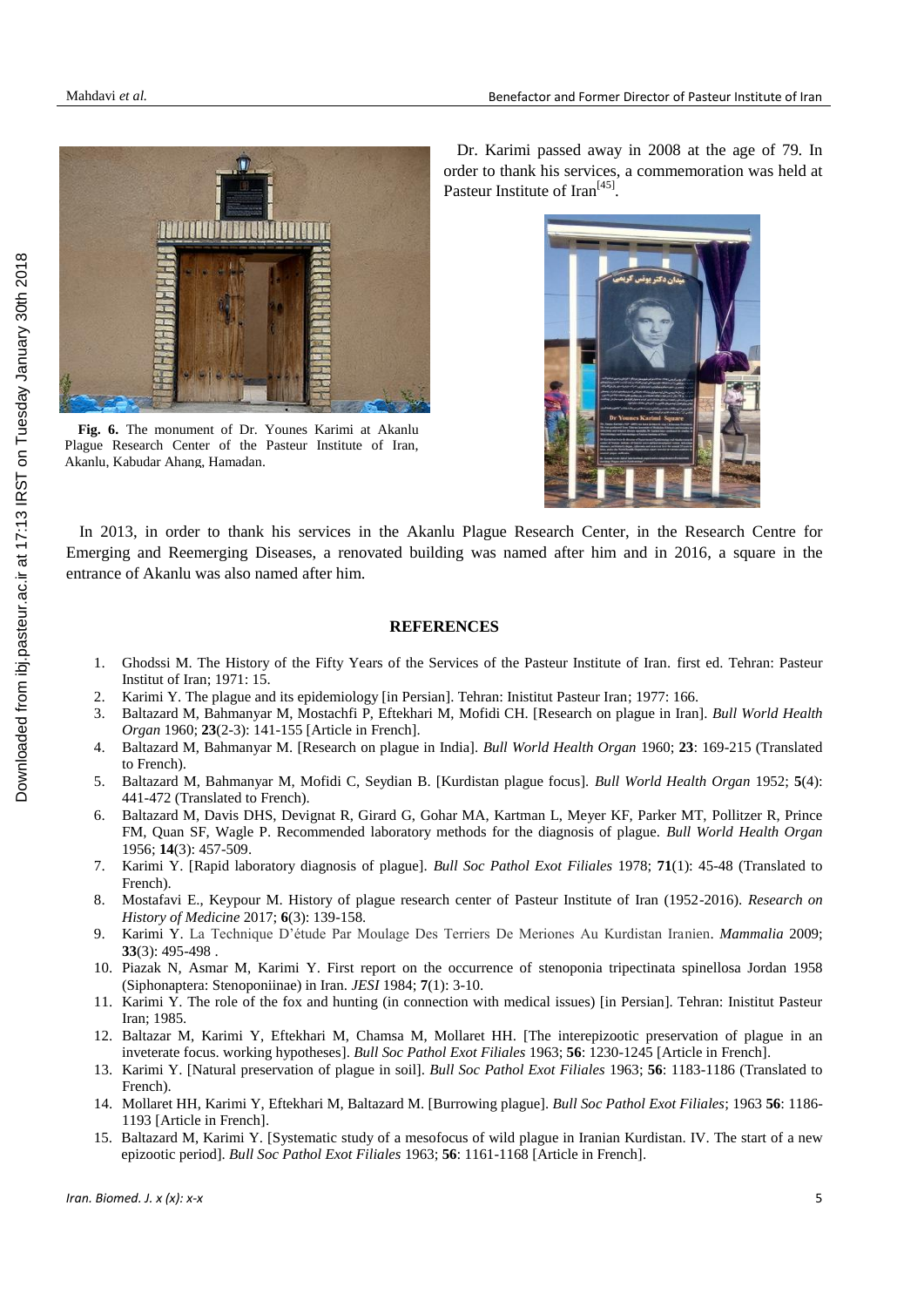Dr. Karimi passed away in 2008 at the age of 79. In order to thank his services, a commemoration was held at Pasteur Institute of Iran[45].

**Fig. 6.** The monument of Dr. Younes Karimi at Akanlu Plague Research Center of the Pasteur Institute of Iran, Akanlu, Kabudar Ahang, Hamadan.

In 2013, in order to thank his services in the Akanlu Plague Research Center, in the Research Centre for Emerging and Reemerging Diseases, a renovated building was named after him and in 2016, a square in the entrance of Akanlu was also named after him.

## REFERENCES

1. Ghodssi M. The History of the Fifty Years of the Services of the Pasteur Institute of Iran. first ed. Tehran: Pasteur Institut of Iran; 1971: 15.
2. Karimi Y. The plague and its epidemiology [in Persian]. Tehran: Inistitut Pasteur Iran; 1977: 166.
3. Baltazard M, Bahmanyar M, Mostachfi P, Eftekhari M, Mofidi CH. [Research on plague in Iran]. *Bull World Health Organ* 1960; **23**(2-3): 141-155 [Article in French].
4. Baltazard M, Bahmanyar M. [Research on plague in India]. *Bull World Health Organ* 1960; **23**: 169-215 (Translated to French).
5. Baltazard M, Bahmanyar M, Mofidi C, Seydian B. [Kurdistan plague focus]. *Bull World Health Organ* 1952; **5**(4): 441-472 (Translated to French).
6. Baltazard M, Davis DHS, Devignat R, Girard G, Gohar MA, Kartman L, Meyer KF, Parker MT, Pollitzer R, Prince FM, Quan SF, Wagle P. Recommended laboratory methods for the diagnosis of plague. *Bull World Health Organ* 1956; **14**(3): 457-509.
7. Karimi Y. [Rapid laboratory diagnosis of plague]. *Bull Soc Pathol Exot Filiales* 1978; **71**(1): 45-48 (Translated to French).
8. Mostafavi E., Keypour M. History of plague research center of Pasteur Institute of Iran (1952-2016). *Research on History of Medicine* 2017; **6**(3): 139-158.
9. Karimi Y. La Technique D'étude Par Moulage Des Terriers De Meriones Au Kurdistan Iranien. *Mammalia* 2009; **33**(3): 495-498 .
10. Piazak N, Asmar M, Karimi Y. First report on the occurrence of stenoponia tripectinata spinellosa Jordan 1958 (Siphonaptera: Stenoponiinae) in Iran. *JESI* 1984; **7**(1): 3-10.
11. Karimi Y. The role of the fox and hunting (in connection with medical issues) [in Persian]. Tehran: Inistitut Pasteur Iran; 1985.
12. Baltazar M, Karimi Y, Eftekhari M, Chamsa M, Mollaret HH. [The interepizootic preservation of plague in an inveterate focus. working hypotheses]. *Bull Soc Pathol Exot Filiales* 1963; **56**: 1230-1245 [Article in French].
13. Karimi Y. [Natural preservation of plague in soil]. *Bull Soc Pathol Exot Filiales* 1963; **56**: 1183-1186 (Translated to French).
14. Mollaret HH, Karimi Y, Eftekhari M, Baltazard M. [Burrowing plague]. *Bull Soc Pathol Exot Filiales*; 1963 **56**: 1186-1193 [Article in French].
15. Baltazard M, Karimi Y. [Systematic study of a mesofocus of wild plague in Iranian Kurdistan. IV. The start of a new epizootic period]. *Bull Soc Pathol Exot Filiales* 1963; **56**: 1161-1168 [Article in French].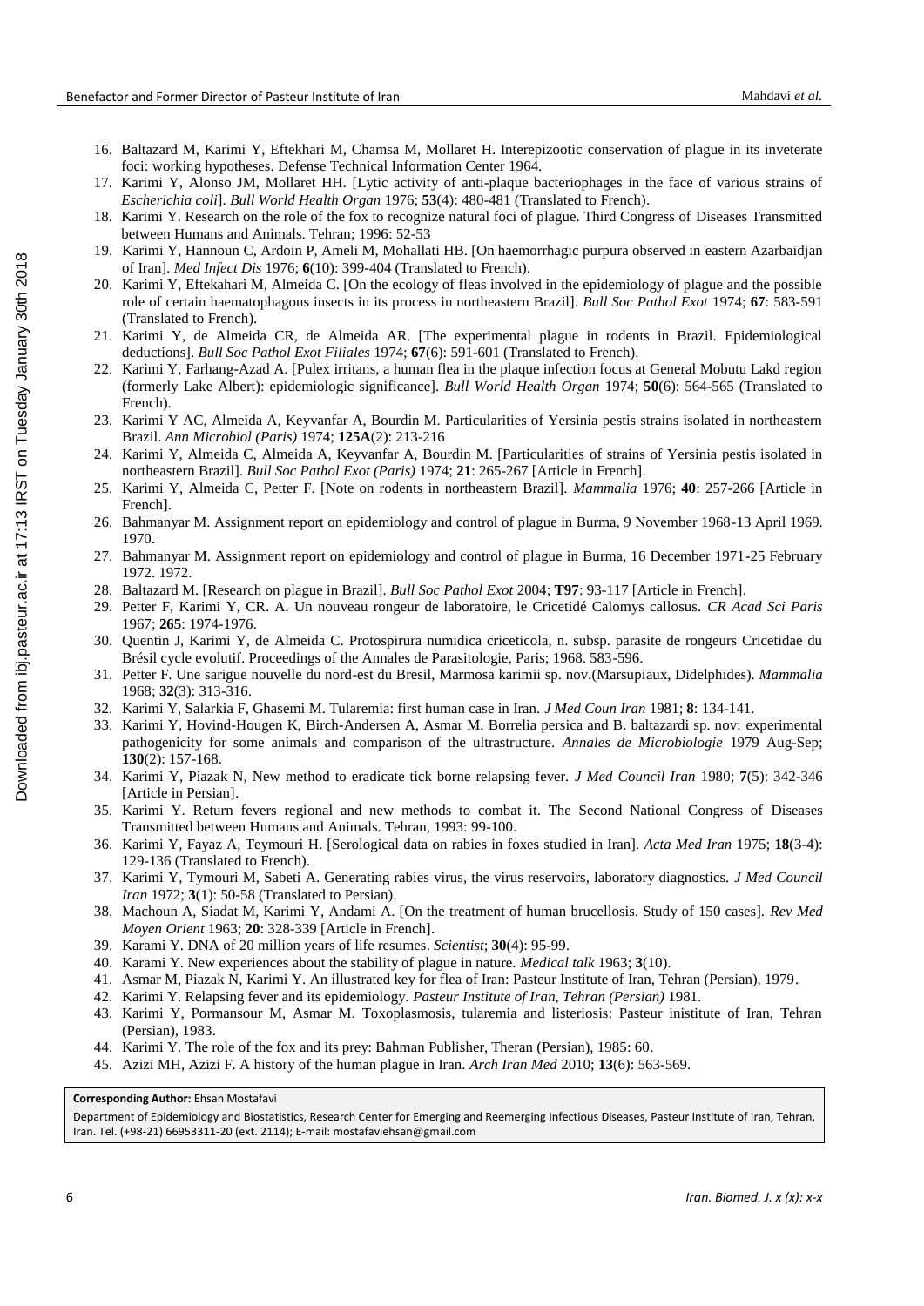16. Baltazard M, Karimi Y, Eftekhari M, Chamsa M, Mollaret H. Interepizootic conservation of plague in its inveterate foci: working hypotheses. Defense Technical Information Center 1964.
17. Karimi Y, Alonso JM, Mollaret HH. [Lytic activity of anti-plaque bacteriophages in the face of various strains of *Escherichia coli*]. *Bull World Health Organ* 1976; **53**(4): 480-481 (Translated to French).
18. Karimi Y. Research on the role of the fox to recognize natural foci of plague. Third Congress of Diseases Transmitted between Humans and Animals. Tehran; 1996: 52-53
19. Karimi Y, Hannoun C, Ardoin P, Ameli M, Mohallati HB. [On haemorrhagic purpura observed in eastern Azarbaidjan of Iran]. *Med Infect Dis* 1976; **6**(10): 399-404 (Translated to French).
20. Karimi Y, Eftekahari M, Almeida C. [On the ecology of fleas involved in the epidemiology of plague and the possible role of certain haematophagous insects in its process in northeastern Brazil]. *Bull Soc Pathol Exot* 1974; **67**: 583-591 (Translated to French).
21. Karimi Y, de Almeida CR, de Almeida AR. [The experimental plague in rodents in Brazil. Epidemiological deductions]. *Bull Soc Pathol Exot Filiales* 1974; **67**(6): 591-601 (Translated to French).
22. Karimi Y, Farhang-Azad A. [Pulex irritans, a human flea in the plaque infection focus at General Mobutu Lakd region (formerly Lake Albert): epidemiologic significance]. *Bull World Health Organ* 1974; **50**(6): 564-565 (Translated to French).
23. Karimi Y AC, Almeida A, Keyvanfar A, Bourdin M. Particularities of Yersinia pestis strains isolated in northeastern Brazil. *Ann Microbiol (Paris)* 1974; **125A**(2): 213-216
24. Karimi Y, Almeida C, Almeida A, Keyvanfar A, Bourdin M. [Particularities of strains of Yersinia pestis isolated in northeastern Brazil]. *Bull Soc Pathol Exot (Paris)* 1974; **21**: 265-267 [Article in French].
25. Karimi Y, Almeida C, Petter F. [Note on rodents in northeastern Brazil]. *Mammalia* 1976; **40**: 257-266 [Article in French].
26. Bahmanyar M. Assignment report on epidemiology and control of plague in Burma, 9 November 1968-13 April 1969. 1970.
27. Bahmanyar M. Assignment report on epidemiology and control of plague in Burma, 16 December 1971-25 February 1972. 1972.
28. Baltazard M. [Research on plague in Brazil]. *Bull Soc Pathol Exot* 2004; **T97**: 93-117 [Article in French].
29. Petter F, Karimi Y, CR. A. Un nouveau rongeur de laboratoire, le Cricetidé Calomys callosus. *CR Acad Sci Paris* 1967; **265**: 1974-1976.
30. Quentin J, Karimi Y, de Almeida C. Protospirura numidica criceticola, n. subsp. parasite de rongeurs Cricetidae du Brésil cycle evolutif. Proceedings of the Annales de Parasitologie, Paris; 1968. 583-596.
31. Petter F. Une sarigue nouvelle du nord-est du Bresil, Marmosa karimii sp. nov.(Marsupiaux, Didelphides). *Mammalia* 1968; **32**(3): 313-316.
32. Karimi Y, Salarkia F, Ghasemi M. Tularemia: first human case in Iran. *J Med Coun Iran* 1981; **8**: 134-141.
33. Karimi Y, Hovind-Hougen K, Birch-Andersen A, Asmar M. Borrelia persica and B. baltazardi sp. nov: experimental pathogenicity for some animals and comparison of the ultrastructure. *Annales de Microbiologie* 1979 Aug-Sep; **130**(2): 157-168.
34. Karimi Y, Piazak N, New method to eradicate tick borne relapsing fever. *J Med Council Iran* 1980; **7**(5): 342-346 [Article in Persian].
35. Karimi Y. Return fevers regional and new methods to combat it. The Second National Congress of Diseases Transmitted between Humans and Animals. Tehran, 1993: 99-100.
36. Karimi Y, Fayaz A, Teymouri H. [Serological data on rabies in foxes studied in Iran]. *Acta Med Iran* 1975; **18**(3-4): 129-136 (Translated to French).
37. Karimi Y, Tymouri M, Sabeti A. Generating rabies virus, the virus reservoirs, laboratory diagnostics. *J Med Council Iran* 1972; **3**(1): 50-58 (Translated to Persian).
38. Machoun A, Siadat M, Karimi Y, Andami A. [On the treatment of human brucellosis. Study of 150 cases]. *Rev Med Moyen Orient* 1963; **20**: 328-339 [Article in French].
39. Karami Y. DNA of 20 million years of life resumes. *Scientist*; **30**(4): 95-99.
40. Karami Y. New experiences about the stability of plague in nature. *Medical talk* 1963; **3**(10).
41. Asmar M, Piazak N, Karimi Y. An illustrated key for flea of Iran: Pasteur Institute of Iran, Tehran (Persian), 1979.
42. Karimi Y. Relapsing fever and its epidemiology. *Pasteur Institute of Iran, Tehran (Persian)* 1981.
43. Karimi Y, Pormansour M, Asmar M. Toxoplasmosis, tularemia and listeriosis: Pasteur inistitute of Iran, Tehran (Persian), 1983.
44. Karimi Y. The role of the fox and its prey: Bahman Publisher, Theran (Persian), 1985: 60.
45. Azizi MH, Azizi F. A history of the human plague in Iran. *Arch Iran Med* 2010; **13**(6): 563-569.

**Corresponding Author:** Ehsan Mostafavi

Department of Epidemiology and Biostatistics, Research Center for Emerging and Reemerging Infectious Diseases, Pasteur Institute of Iran, Tehran, Iran. Tel. (+98-21) 66953311-20 (ext. 2114); E-mail: mostafaviehsan@gmail.com